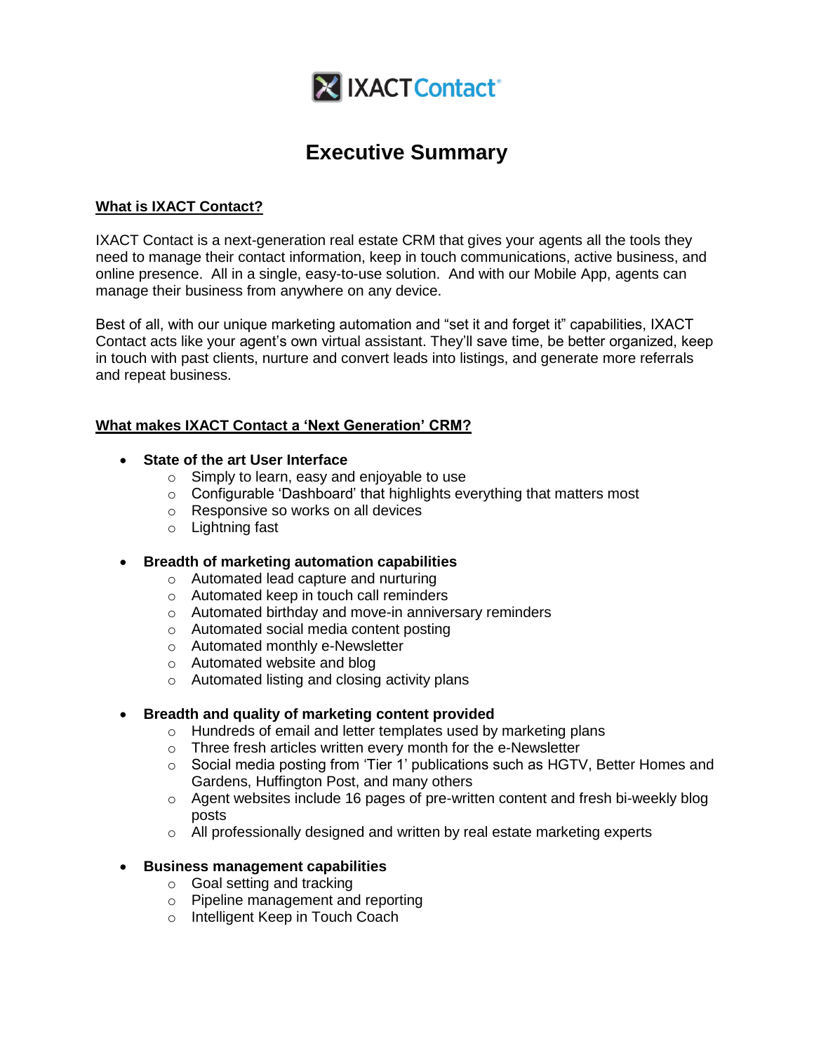IXACT Contact®

# Executive Summary

**What is IXACT Contact?**

IXACT Contact is a next-generation real estate CRM that gives your agents all the tools they need to manage their contact information, keep in touch communications, active business, and online presence.  All in a single, easy-to-use solution.  And with our Mobile App, agents can manage their business from anywhere on any device.

Best of all, with our unique marketing automation and "set it and forget it" capabilities, IXACT Contact acts like your agent's own virtual assistant. They'll save time, be better organized, keep in touch with past clients, nurture and convert leads into listings, and generate more referrals and repeat business.

**What makes IXACT Contact a 'Next Generation' CRM?**

- **State of the art User Interface**
  - Simply to learn, easy and enjoyable to use
  - Configurable 'Dashboard' that highlights everything that matters most
  - Responsive so works on all devices
  - Lightning fast
- **Breadth of marketing automation capabilities**
  - Automated lead capture and nurturing
  - Automated keep in touch call reminders
  - Automated birthday and move-in anniversary reminders
  - Automated social media content posting
  - Automated monthly e-Newsletter
  - Automated website and blog
  - Automated listing and closing activity plans
- **Breadth and quality of marketing content provided**
  - Hundreds of email and letter templates used by marketing plans
  - Three fresh articles written every month for the e-Newsletter
  - Social media posting from 'Tier 1' publications such as HGTV, Better Homes and Gardens, Huffington Post, and many others
  - Agent websites include 16 pages of pre-written content and fresh bi-weekly blog posts
  - All professionally designed and written by real estate marketing experts
- **Business management capabilities**
  - Goal setting and tracking
  - Pipeline management and reporting
  - Intelligent Keep in Touch Coach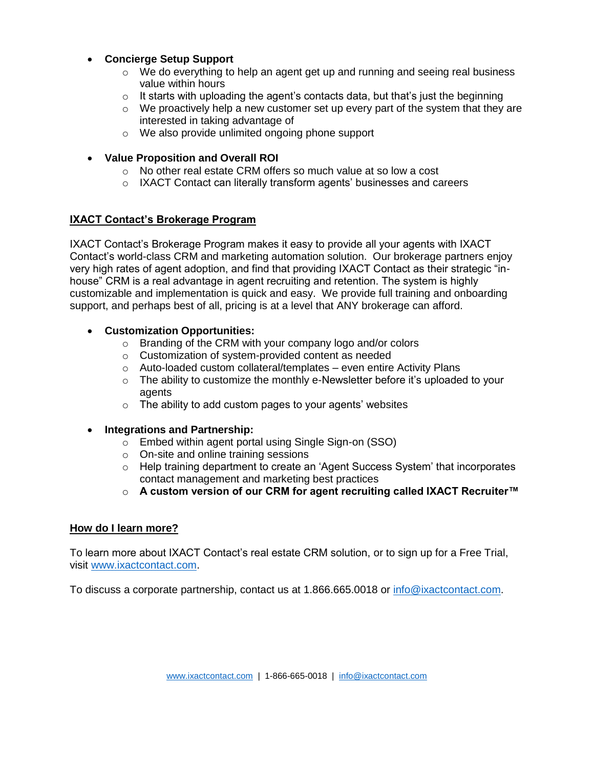- **Concierge Setup Support**
    - We do everything to help an agent get up and running and seeing real business value within hours
    - It starts with uploading the agent's contacts data, but that's just the beginning
    - We proactively help a new customer set up every part of the system that they are interested in taking advantage of
    - We also provide unlimited ongoing phone support

- **Value Proposition and Overall ROI**
    - No other real estate CRM offers so much value at so low a cost
    - IXACT Contact can literally transform agents' businesses and careers

## IXACT Contact's Brokerage Program

IXACT Contact's Brokerage Program makes it easy to provide all your agents with IXACT Contact's world-class CRM and marketing automation solution. Our brokerage partners enjoy very high rates of agent adoption, and find that providing IXACT Contact as their strategic "in-house" CRM is a real advantage in agent recruiting and retention. The system is highly customizable and implementation is quick and easy. We provide full training and onboarding support, and perhaps best of all, pricing is at a level that ANY brokerage can afford.

- **Customization Opportunities:**
    - Branding of the CRM with your company logo and/or colors
    - Customization of system-provided content as needed
    - Auto-loaded custom collateral/templates – even entire Activity Plans
    - The ability to customize the monthly e-Newsletter before it's uploaded to your agents
    - The ability to add custom pages to your agents' websites

- **Integrations and Partnership:**
    - Embed within agent portal using Single Sign-on (SSO)
    - On-site and online training sessions
    - Help training department to create an 'Agent Success System' that incorporates contact management and marketing best practices
    - **A custom version of our CRM for agent recruiting called IXACT Recruiter™**

## How do I learn more?

To learn more about IXACT Contact's real estate CRM solution, or to sign up for a Free Trial, visit www.ixactcontact.com.

To discuss a corporate partnership, contact us at 1.866.665.0018 or info@ixactcontact.com.

www.ixactcontact.com | 1-866-665-0018 | info@ixactcontact.com